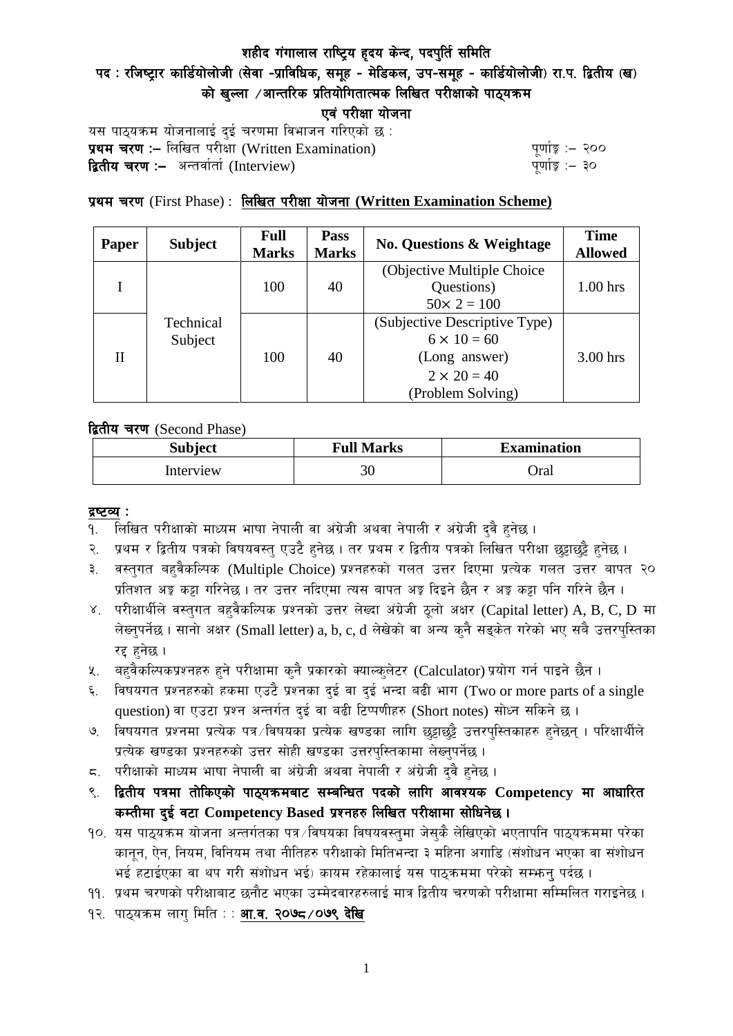# शहीद गंगालाल राष्ट्रिय हृदय केन्द, पदपुर्ति समिति

## पद : रजिष्ट्रार कार्डियोलोजी (सेवा -प्राविधिक, समूह - मेडिकल, उप-समूह - कार्डियोलोजी) रा.प. द्वितीय (ख) को खुल्ला /आन्तरिक प्रतियोगितात्मक लिखित परीक्षाको पाठ्यक्रम

## एवं परीक्षा योजना

यस पाठ्यक्रम योजनालाई दुई चरणमा विभाजन गरिएको छ :

**प्रथम चरण :–** लिखित परीक्षा (Written Examination) पूर्णाङ्क :– २००

**द्वितीय चरण :–** अन्तर्वार्ता (Interview) पूर्णाङ्क :– ३०

**प्रथम चरण** (First Phase) : **लिखित परीक्षा योजना (Written Examination Scheme)**

| Paper | Subject | Full Marks | Pass Marks | No. Questions & Weightage | Time Allowed |
|---|---|---|---|---|---|
| I | Technical Subject | 100 | 40 | (Objective Multiple Choice Questions) $50 \times 2 = 100$ | 1.00 hrs |
| II | | 100 | 40 | (Subjective Descriptive Type) $6 \times 10 = 60$ (Long answer) $2 \times 20 = 40$ (Problem Solving) | 3.00 hrs |

**द्वितीय चरण** (Second Phase)

| Subject | Full Marks | Examination |
|---|---|---|
| Interview | 30 | Oral |

**द्रष्टव्य :**

१. लिखित परीक्षाको माध्यम भाषा नेपाली वा अंग्रेजी अथवा नेपाली र अंग्रेजी दुवै हुनेछ ।
२. प्रथम र द्वितीय पत्रको विषयवस्तु एउटै हुनेछ । तर प्रथम र द्वितीय पत्रको लिखित परीक्षा छुट्टाछुट्टै हुनेछ ।
३. वस्तुगत बहुवैकल्पिक (Multiple Choice) प्रश्नहरुको गलत उत्तर दिएमा प्रत्येक गलत उत्तर बापत २० प्रतिशत अङ्क कट्टा गरिनेछ । तर उत्तर नदिएमा त्यस बापत अङ्क दिइने छैन र अङ्क कट्टा पनि गरिने छैन ।
४. परीक्षार्थीले वस्तुगत बहुवैकल्पिक प्रश्नको उत्तर लेख्दा अंग्रेजी ठूलो अक्षर (Capital letter) A, B, C, D मा लेख्नुपर्नेछ । सानो अक्षर (Small letter) a, b, c, d लेखेको वा अन्य कुनै सङ्केत गरेको भए सबै उत्तरपुस्तिका रद्द हुनेछ ।
५. बहुवैकल्पिकप्रश्नहरु हुने परीक्षामा कुनै प्रकारको क्याल्कुलेटर (Calculator) प्रयोग गर्न पाइने छैन ।
६. विषयगत प्रश्नहरुको हकमा एउटै प्रश्नका दुई वा दुई भन्दा बढी भाग (Two or more parts of a single question) वा एउटा प्रश्न अन्तर्गत दुई वा बढी टिप्पणीहरु (Short notes) सोध्न सकिने छ ।
७. विषयगत प्रश्नमा प्रत्येक पत्र/विषयका प्रत्येक खण्डका लागि छुट्टाछुट्टै उत्तरपुस्तिकाहरु हुनेछन् । परिक्षार्थीले प्रत्येक खण्डका प्रश्नहरुको उत्तर सोही खण्डका उत्तरपुस्तिकामा लेख्नुपर्नेछ ।
८. परीक्षाको माध्यम भाषा नेपाली वा अंग्रेजी अथवा नेपाली र अंग्रेजी दुवै हुनेछ ।
९. **द्वितीय पत्रमा तोकिएको पाठ्यक्रमबाट सम्बन्धित पदको लागि आवश्यक Competency मा आधारित कम्तीमा दुई वटा Competency Based प्रश्नहरु लिखित परीक्षामा सोधिनेछ ।**
१०. यस पाठ्यक्रम योजना अन्तर्गतका पत्र/विषयका विषयवस्तुमा जेसुकै लेखिएको भएतापनि पाठ्यक्रममा परेका कानून, ऐन, नियम, विनियम तथा नीतिहरु परीक्षाको मितिभन्दा ३ महिना अगाडि (संशोधन भएका वा संशोधन भई हटाईएका वा थप गरी संशोधन भई) कायम रहेकालाई यस पाठ्क्रममा परेको सम्झनु पर्दछ ।
११. प्रथम चरणको परीक्षाबाट छनौट भएका उम्मेदवारहरुलाई मात्र द्वितीय चरणको परीक्षामा सम्मिलित गराइनेछ ।
१२. पाठ्यक्रम लागु मिति : : **आ.व. २०७८/०७९ देखि**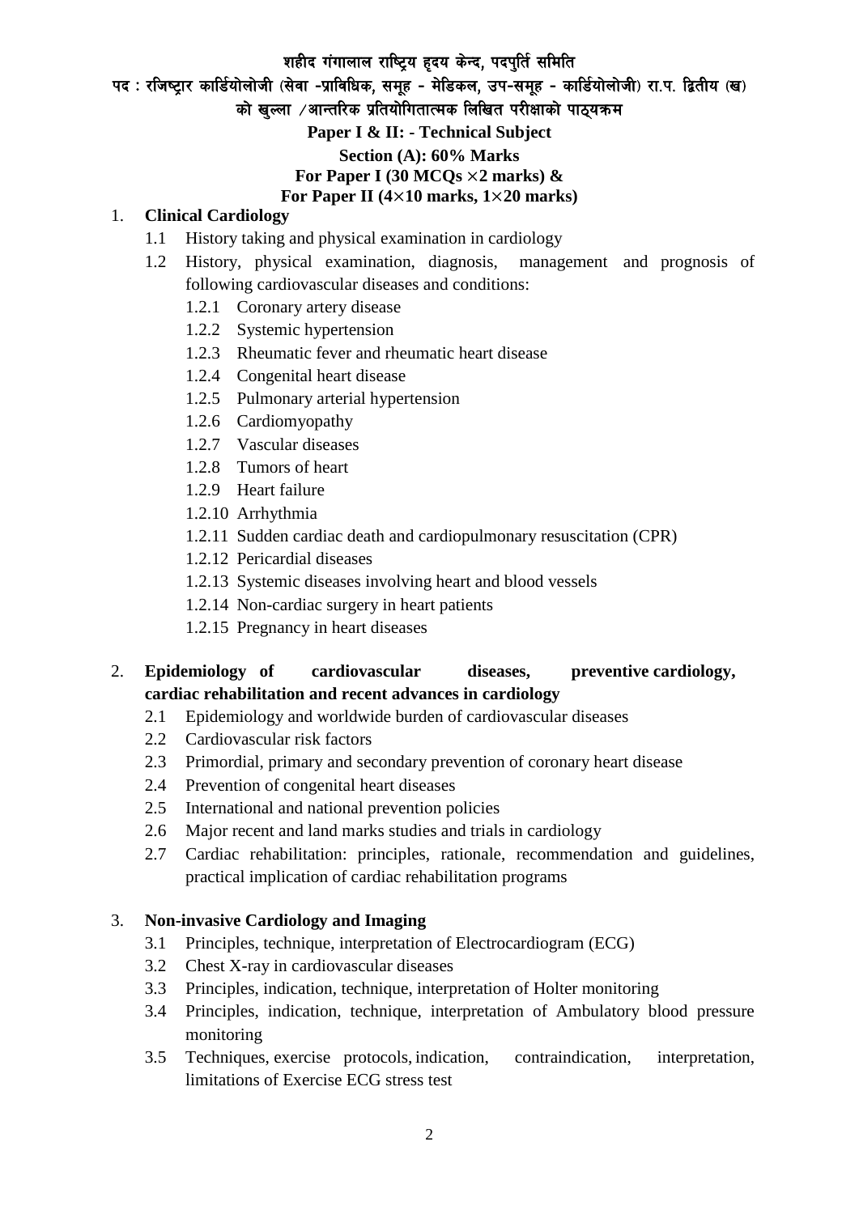**शहीद गंगालाल राष्ट्रिय हृदय केन्द, पदपुर्ति समिति**

**पद : रजिष्ट्रार कार्डियोलोजी (सेवा -प्राविधिक, समूह - मेडिकल, उप-समूह - कार्डियोलोजी) रा.प. द्वितीय (ख)**

**को खुल्ला /आन्तरिक प्रतियोगितात्मक लिखित परीक्षाको पाठ्यक्रम**

**Paper I & II: - Technical Subject**

**Section (A): 60% Marks**

**For Paper I (30 MCQs ×2 marks) &**

**For Paper II (4×10 marks, 1×20 marks)**

1. **Clinical Cardiology**
   - 1.1 History taking and physical examination in cardiology
   - 1.2 History, physical examination, diagnosis, management and prognosis of following cardiovascular diseases and conditions:
     - 1.2.1 Coronary artery disease
     - 1.2.2 Systemic hypertension
     - 1.2.3 Rheumatic fever and rheumatic heart disease
     - 1.2.4 Congenital heart disease
     - 1.2.5 Pulmonary arterial hypertension
     - 1.2.6 Cardiomyopathy
     - 1.2.7 Vascular diseases
     - 1.2.8 Tumors of heart
     - 1.2.9 Heart failure
     - 1.2.10 Arrhythmia
     - 1.2.11 Sudden cardiac death and cardiopulmonary resuscitation (CPR)
     - 1.2.12 Pericardial diseases
     - 1.2.13 Systemic diseases involving heart and blood vessels
     - 1.2.14 Non-cardiac surgery in heart patients
     - 1.2.15 Pregnancy in heart diseases

2. **Epidemiology of cardiovascular diseases, preventive cardiology, cardiac rehabilitation and recent advances in cardiology**
   - 2.1 Epidemiology and worldwide burden of cardiovascular diseases
   - 2.2 Cardiovascular risk factors
   - 2.3 Primordial, primary and secondary prevention of coronary heart disease
   - 2.4 Prevention of congenital heart diseases
   - 2.5 International and national prevention policies
   - 2.6 Major recent and land marks studies and trials in cardiology
   - 2.7 Cardiac rehabilitation: principles, rationale, recommendation and guidelines, practical implication of cardiac rehabilitation programs

3. **Non-invasive Cardiology and Imaging**
   - 3.1 Principles, technique, interpretation of Electrocardiogram (ECG)
   - 3.2 Chest X-ray in cardiovascular diseases
   - 3.3 Principles, indication, technique, interpretation of Holter monitoring
   - 3.4 Principles, indication, technique, interpretation of Ambulatory blood pressure monitoring
   - 3.5 Techniques, exercise protocols, indication, contraindication, interpretation, limitations of Exercise ECG stress test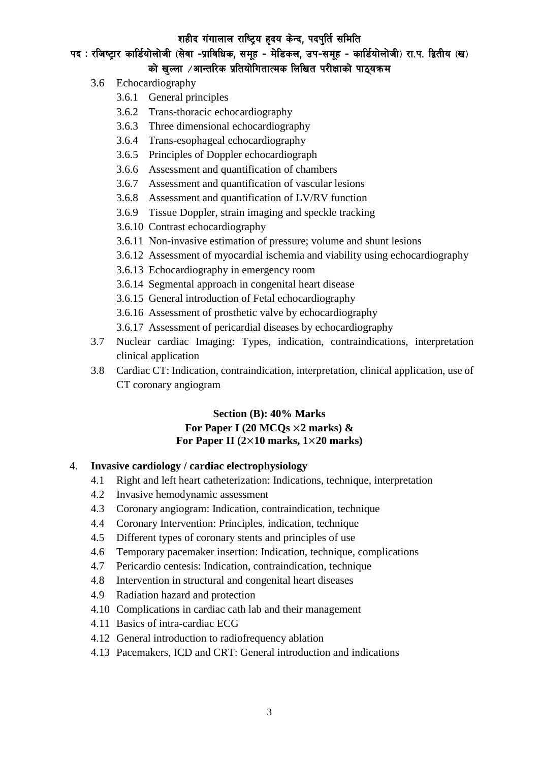3.6 Echocardiography
    3.6.1 General principles
    3.6.2 Trans-thoracic echocardiography
    3.6.3 Three dimensional echocardiography
    3.6.4 Trans-esophageal echocardiography
    3.6.5 Principles of Doppler echocardiograph
    3.6.6 Assessment and quantification of chambers
    3.6.7 Assessment and quantification of vascular lesions
    3.6.8 Assessment and quantification of LV/RV function
    3.6.9 Tissue Doppler, strain imaging and speckle tracking
    3.6.10 Contrast echocardiography
    3.6.11 Non-invasive estimation of pressure; volume and shunt lesions
    3.6.12 Assessment of myocardial ischemia and viability using echocardiography
    3.6.13 Echocardiography in emergency room
    3.6.14 Segmental approach in congenital heart disease
    3.6.15 General introduction of Fetal echocardiography
    3.6.16 Assessment of prosthetic valve by echocardiography
    3.6.17 Assessment of pericardial diseases by echocardiography

3.7 Nuclear cardiac Imaging: Types, indication, contraindications, interpretation clinical application

3.8 Cardiac CT: Indication, contraindication, interpretation, clinical application, use of CT coronary angiogram

**Section (B): 40% Marks**
**For Paper I (20 MCQs ×2 marks) &**
**For Paper II (2×10 marks, 1×20 marks)**

4. **Invasive cardiology / cardiac electrophysiology**
    4.1 Right and left heart catheterization: Indications, technique, interpretation
    4.2 Invasive hemodynamic assessment
    4.3 Coronary angiogram: Indication, contraindication, technique
    4.4 Coronary Intervention: Principles, indication, technique
    4.5 Different types of coronary stents and principles of use
    4.6 Temporary pacemaker insertion: Indication, technique, complications
    4.7 Pericardio centesis: Indication, contraindication, technique
    4.8 Intervention in structural and congenital heart diseases
    4.9 Radiation hazard and protection
    4.10 Complications in cardiac cath lab and their management
    4.11 Basics of intra-cardiac ECG
    4.12 General introduction to radiofrequency ablation
    4.13 Pacemakers, ICD and CRT: General introduction and indications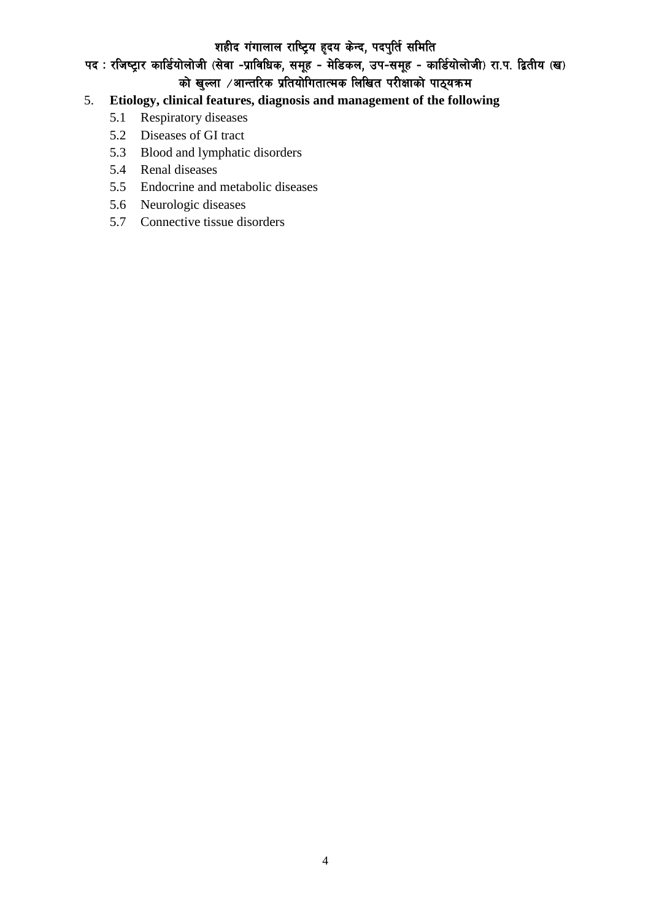5. **Etiology, clinical features, diagnosis and management of the following**
   - 5.1 Respiratory diseases
   - 5.2 Diseases of GI tract
   - 5.3 Blood and lymphatic disorders
   - 5.4 Renal diseases
   - 5.5 Endocrine and metabolic diseases
   - 5.6 Neurologic diseases
   - 5.7 Connective tissue disorders